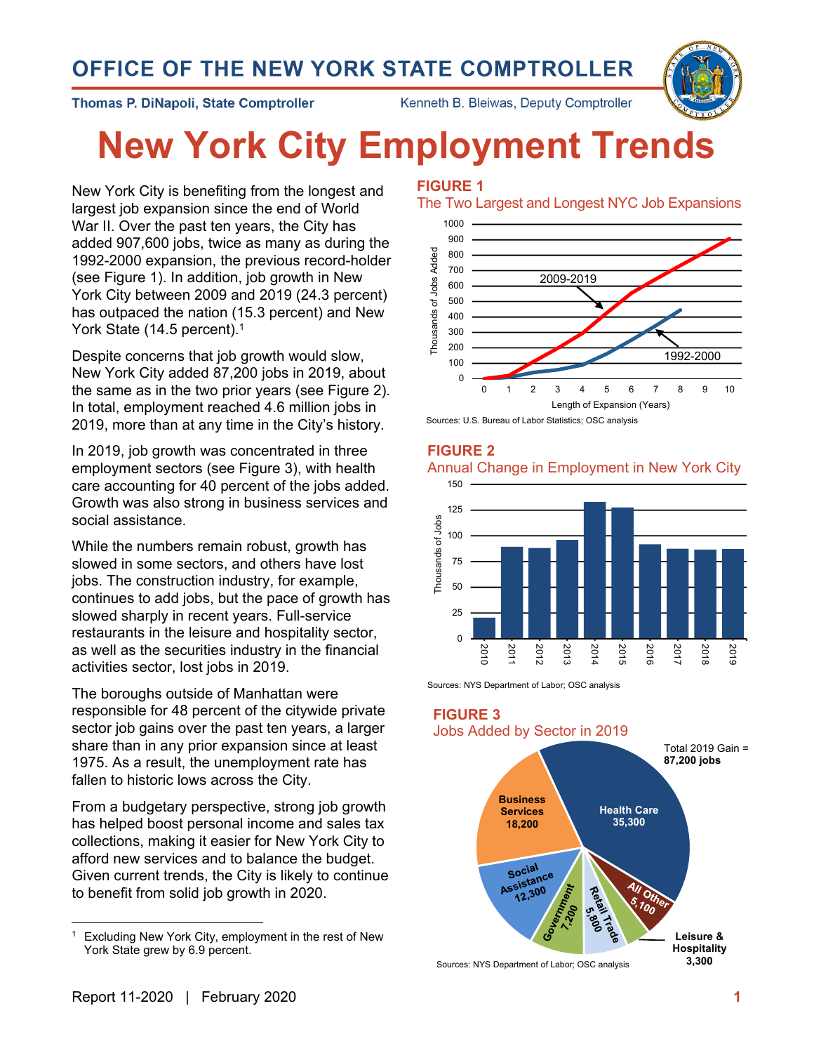# OFFICE OF THE NEW YORK STATE COMPTROLLER

**Thomas P. DiNapoli, State Comptroller** — Kenneth B. Bleiwas, Deputy Comptroller

# New York City Employment Trends

New York City is benefiting from the longest and largest job expansion since the end of World War II. Over the past ten years, the City has added 907,600 jobs, twice as many as during the 1992-2000 expansion, the previous record-holder (see Figure 1). In addition, job growth in New York City between 2009 and 2019 (24.3 percent) has outpaced the nation (15.3 percent) and New York State (14.5 percent).[1]

Despite concerns that job growth would slow, New York City added 87,200 jobs in 2019, about the same as in the two prior years (see Figure 2). In total, employment reached 4.6 million jobs in 2019, more than at any time in the City's history.

In 2019, job growth was concentrated in three employment sectors (see Figure 3), with health care accounting for 40 percent of the jobs added. Growth was also strong in business services and social assistance.

While the numbers remain robust, growth has slowed in some sectors, and others have lost jobs. The construction industry, for example, continues to add jobs, but the pace of growth has slowed sharply in recent years. Full-service restaurants in the leisure and hospitality sector, as well as the securities industry in the financial activities sector, lost jobs in 2019.

The boroughs outside of Manhattan were responsible for 48 percent of the citywide private sector job gains over the past ten years, a larger share than in any prior expansion since at least 1975. As a result, the unemployment rate has fallen to historic lows across the City.

From a budgetary perspective, strong job growth has helped boost personal income and sales tax collections, making it easier for New York City to afford new services and to balance the budget. Given current trends, the City is likely to continue to benefit from solid job growth in 2020.

[1] Excluding New York City, employment in the rest of New York State grew by 6.9 percent.

**FIGURE 1**
The Two Largest and Longest NYC Job Expansions

Sources: U.S. Bureau of Labor Statistics; OSC analysis

**FIGURE 2**
Annual Change in Employment in New York City

Sources: NYS Department of Labor; OSC analysis

**FIGURE 3**
Jobs Added by Sector in 2019

Total 2019 Gain = **87,200 jobs**

| Sector | Jobs Added |
|---|---|
| Health Care | 35,300 |
| Business Services | 18,200 |
| Social Assistance | 12,300 |
| Government | 7,200 |
| Retail Trade | 5,800 |
| Leisure & Hospitality | 3,300 |
| All Other | 5,100 |

Sources: NYS Department of Labor; OSC analysis

Report 11-2020 | February 2020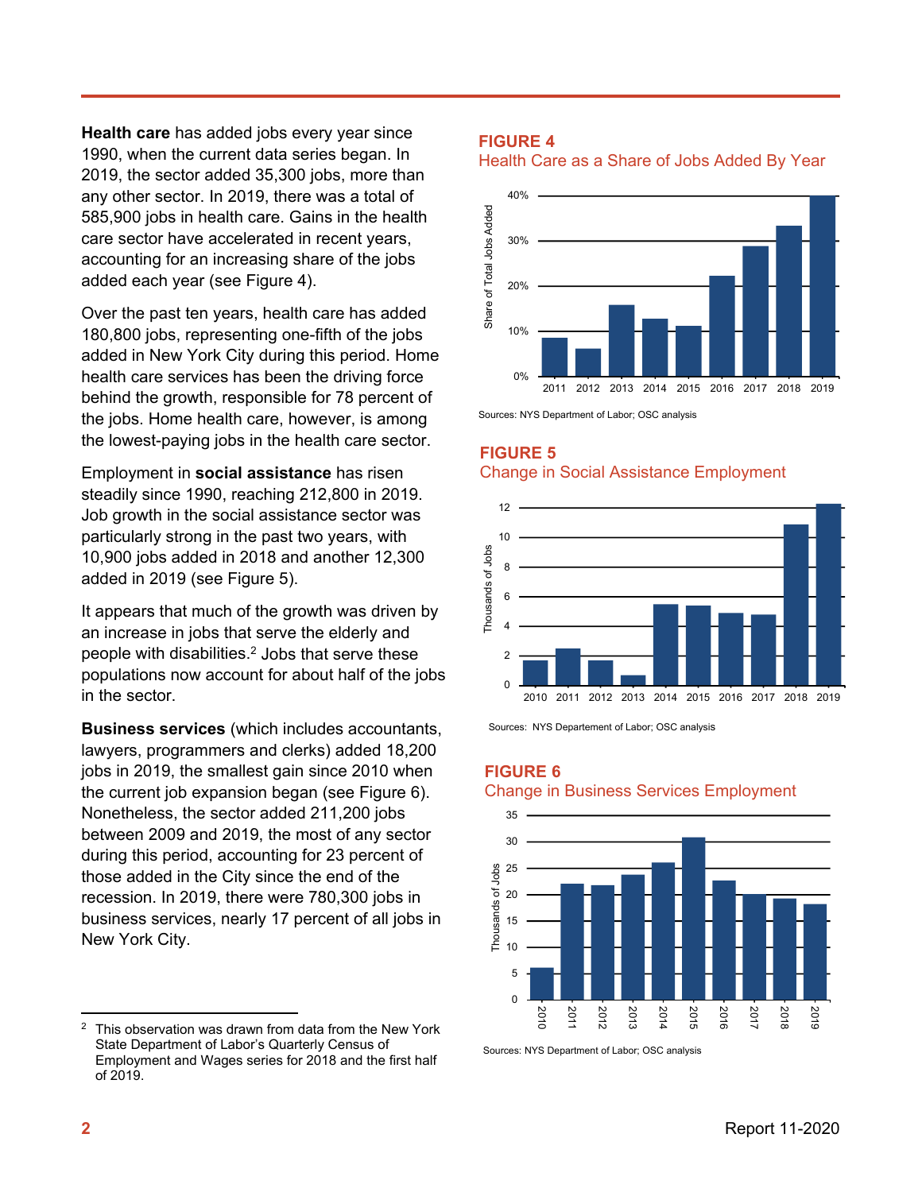**Health care** has added jobs every year since 1990, when the current data series began. In 2019, the sector added 35,300 jobs, more than any other sector. In 2019, there was a total of 585,900 jobs in health care. Gains in the health care sector have accelerated in recent years, accounting for an increasing share of the jobs added each year (see Figure 4).

Over the past ten years, health care has added 180,800 jobs, representing one-fifth of the jobs added in New York City during this period. Home health care services has been the driving force behind the growth, responsible for 78 percent of the jobs. Home health care, however, is among the lowest-paying jobs in the health care sector.

Employment in **social assistance** has risen steadily since 1990, reaching 212,800 in 2019. Job growth in the social assistance sector was particularly strong in the past two years, with 10,900 jobs added in 2018 and another 12,300 added in 2019 (see Figure 5).

It appears that much of the growth was driven by an increase in jobs that serve the elderly and people with disabilities.[2] Jobs that serve these populations now account for about half of the jobs in the sector.

**Business services** (which includes accountants, lawyers, programmers and clerks) added 18,200 jobs in 2019, the smallest gain since 2010 when the current job expansion began (see Figure 6). Nonetheless, the sector added 211,200 jobs between 2009 and 2019, the most of any sector during this period, accounting for 23 percent of those added in the City since the end of the recession. In 2019, there were 780,300 jobs in business services, nearly 17 percent of all jobs in New York City.

**FIGURE 4**
Health Care as a Share of Jobs Added By Year

Sources: NYS Department of Labor; OSC analysis

**FIGURE 5**
Change in Social Assistance Employment

Sources: NYS Departement of Labor; OSC analysis

**FIGURE 6**
Change in Business Services Employment

Sources: NYS Department of Labor; OSC analysis

[2] This observation was drawn from data from the New York State Department of Labor's Quarterly Census of Employment and Wages series for 2018 and the first half of 2019.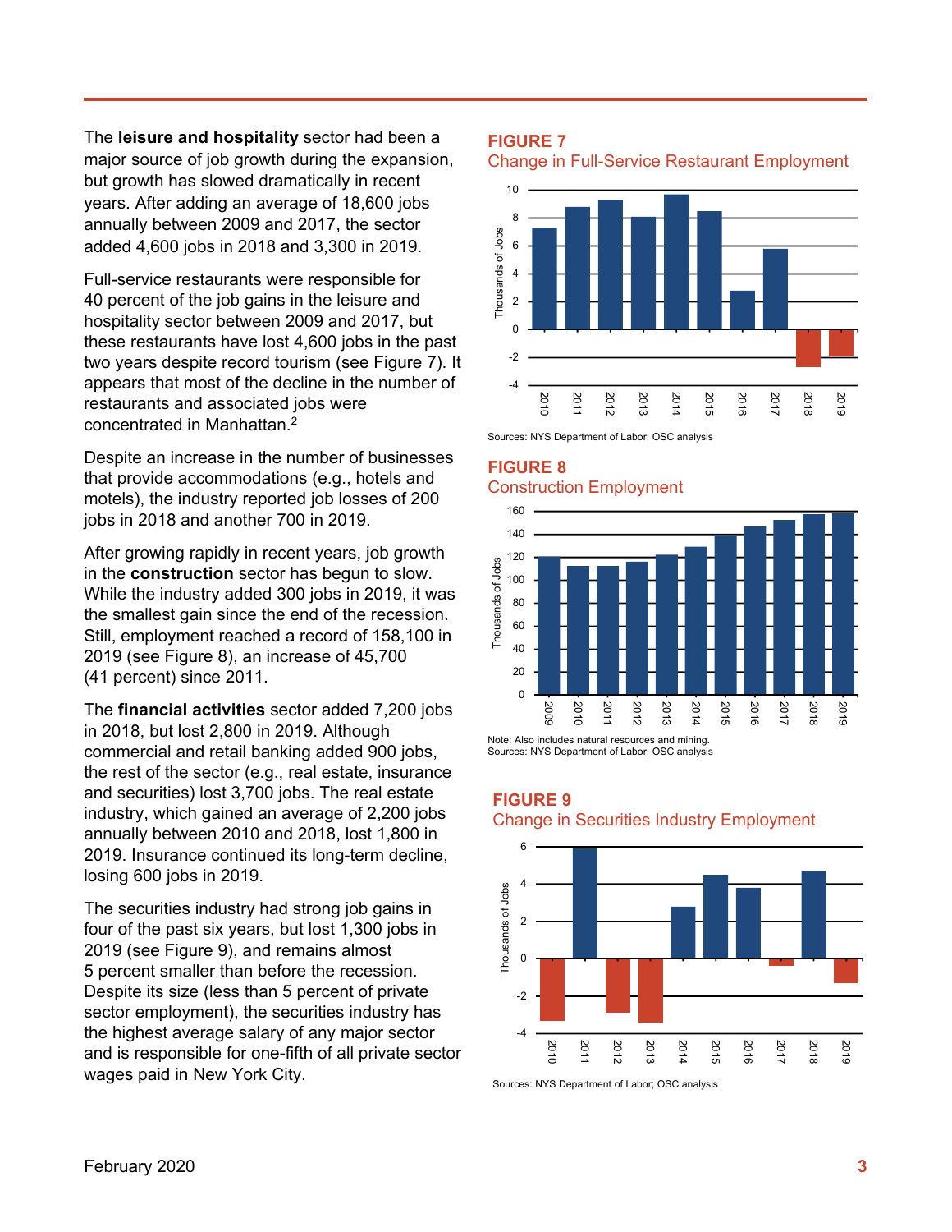The **leisure and hospitality** sector had been a major source of job growth during the expansion, but growth has slowed dramatically in recent years. After adding an average of 18,600 jobs annually between 2009 and 2017, the sector added 4,600 jobs in 2018 and 3,300 in 2019.

Full-service restaurants were responsible for 40 percent of the job gains in the leisure and hospitality sector between 2009 and 2017, but these restaurants have lost 4,600 jobs in the past two years despite record tourism (see Figure 7). It appears that most of the decline in the number of restaurants and associated jobs were concentrated in Manhattan.[2]

Despite an increase in the number of businesses that provide accommodations (e.g., hotels and motels), the industry reported job losses of 200 jobs in 2018 and another 700 in 2019.

After growing rapidly in recent years, job growth in the **construction** sector has begun to slow. While the industry added 300 jobs in 2019, it was the smallest gain since the end of the recession. Still, employment reached a record of 158,100 in 2019 (see Figure 8), an increase of 45,700 (41 percent) since 2011.

The **financial activities** sector added 7,200 jobs in 2018, but lost 2,800 in 2019. Although commercial and retail banking added 900 jobs, the rest of the sector (e.g., real estate, insurance and securities) lost 3,700 jobs. The real estate industry, which gained an average of 2,200 jobs annually between 2010 and 2018, lost 1,800 in 2019. Insurance continued its long-term decline, losing 600 jobs in 2019.

The securities industry had strong job gains in four of the past six years, but lost 1,300 jobs in 2019 (see Figure 9), and remains almost 5 percent smaller than before the recession. Despite its size (less than 5 percent of private sector employment), the securities industry has the highest average salary of any major sector and is responsible for one-fifth of all private sector wages paid in New York City.

**FIGURE 7**
Change in Full-Service Restaurant Employment

Sources: NYS Department of Labor; OSC analysis

**FIGURE 8**
Construction Employment

Note: Also includes natural resources and mining.
Sources: NYS Department of Labor; OSC analysis

**FIGURE 9**
Change in Securities Industry Employment

Sources: NYS Department of Labor; OSC analysis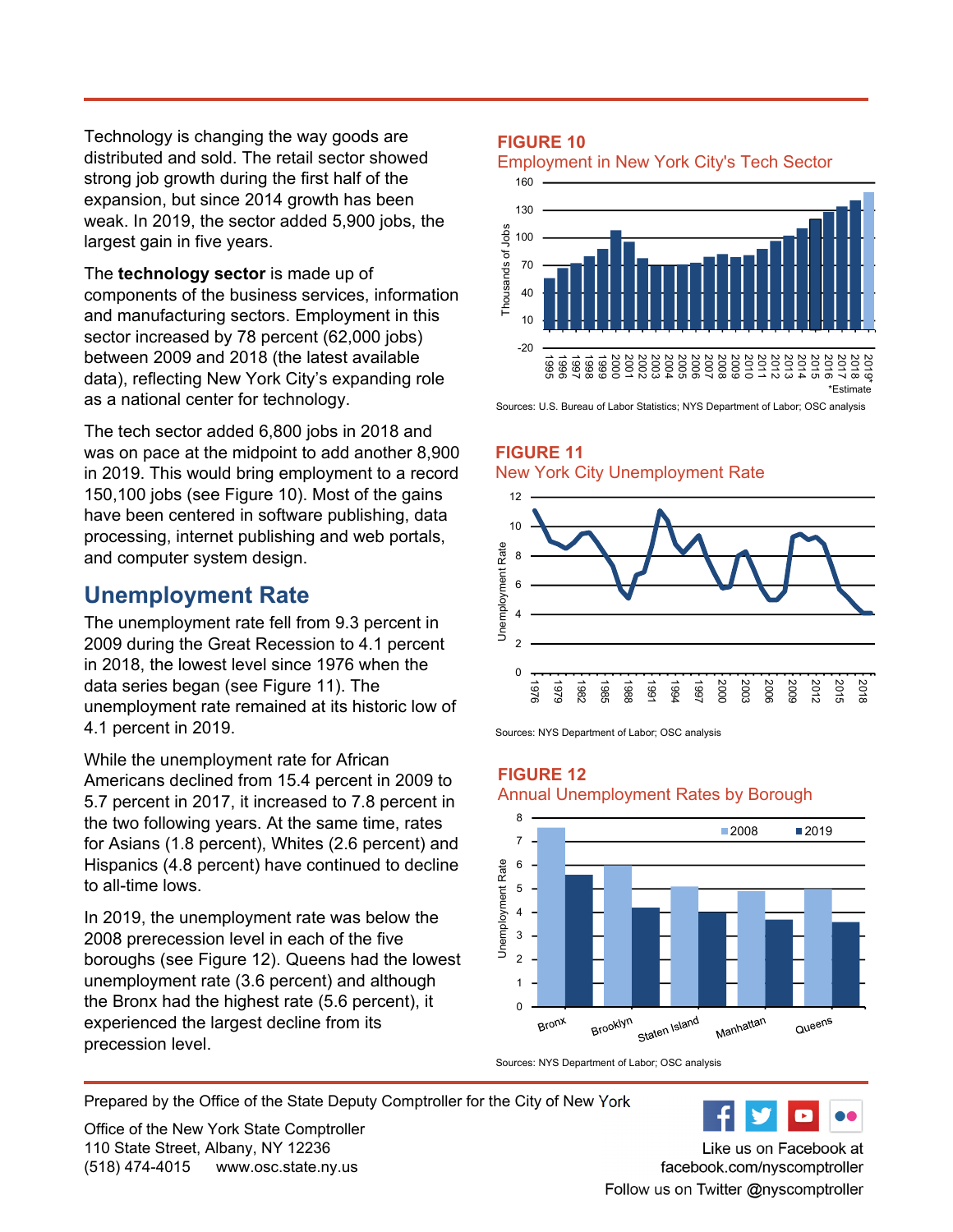Technology is changing the way goods are distributed and sold. The retail sector showed strong job growth during the first half of the expansion, but since 2014 growth has been weak. In 2019, the sector added 5,900 jobs, the largest gain in five years.

The **technology sector** is made up of components of the business services, information and manufacturing sectors. Employment in this sector increased by 78 percent (62,000 jobs) between 2009 and 2018 (the latest available data), reflecting New York City's expanding role as a national center for technology.

The tech sector added 6,800 jobs in 2018 and was on pace at the midpoint to add another 8,900 in 2019. This would bring employment to a record 150,100 jobs (see Figure 10). Most of the gains have been centered in software publishing, data processing, internet publishing and web portals, and computer system design.

## Unemployment Rate

The unemployment rate fell from 9.3 percent in 2009 during the Great Recession to 4.1 percent in 2018, the lowest level since 1976 when the data series began (see Figure 11). The unemployment rate remained at its historic low of 4.1 percent in 2019.

While the unemployment rate for African Americans declined from 15.4 percent in 2009 to 5.7 percent in 2017, it increased to 7.8 percent in the two following years. At the same time, rates for Asians (1.8 percent), Whites (2.6 percent) and Hispanics (4.8 percent) have continued to decline to all-time lows.

In 2019, the unemployment rate was below the 2008 prerecession level in each of the five boroughs (see Figure 12). Queens had the lowest unemployment rate (3.6 percent) and although the Bronx had the highest rate (5.6 percent), it experienced the largest decline from its precession level.

**FIGURE 10**
Employment in New York City's Tech Sector

Thousands of Jobs
160
130
100
70
40
10
-20

1995 1996 1997 1998 1999 2000 2001 2002 2003 2004 2005 2006 2007 2008 2009 2010 2011 2012 2013 2014 2015 2016 2017 2018 2019*

*Estimate

Sources: U.S. Bureau of Labor Statistics; NYS Department of Labor; OSC analysis

**FIGURE 11**
New York City Unemployment Rate

Unemployment Rate
12
10
8
6
4
2
0

1976 1979 1982 1985 1988 1991 1994 1997 2000 2003 2006 2009 2012 2015 2018

Sources: NYS Department of Labor; OSC analysis

**FIGURE 12**
Annual Unemployment Rates by Borough

Unemployment Rate
8
7
6
5
4
3
2
1
0

2008
2019

Bronx
Brooklyn
Staten Island
Manhattan
Queens

Sources: NYS Department of Labor; OSC analysis

Prepared by the Office of the State Deputy Comptroller for the City of New York

Office of the New York State Comptroller
110 State Street, Albany, NY 12236
(518) 474-4015 www.osc.state.ny.us

Like us on Facebook at facebook.com/nyscomptroller
Follow us on Twitter @nyscomptroller